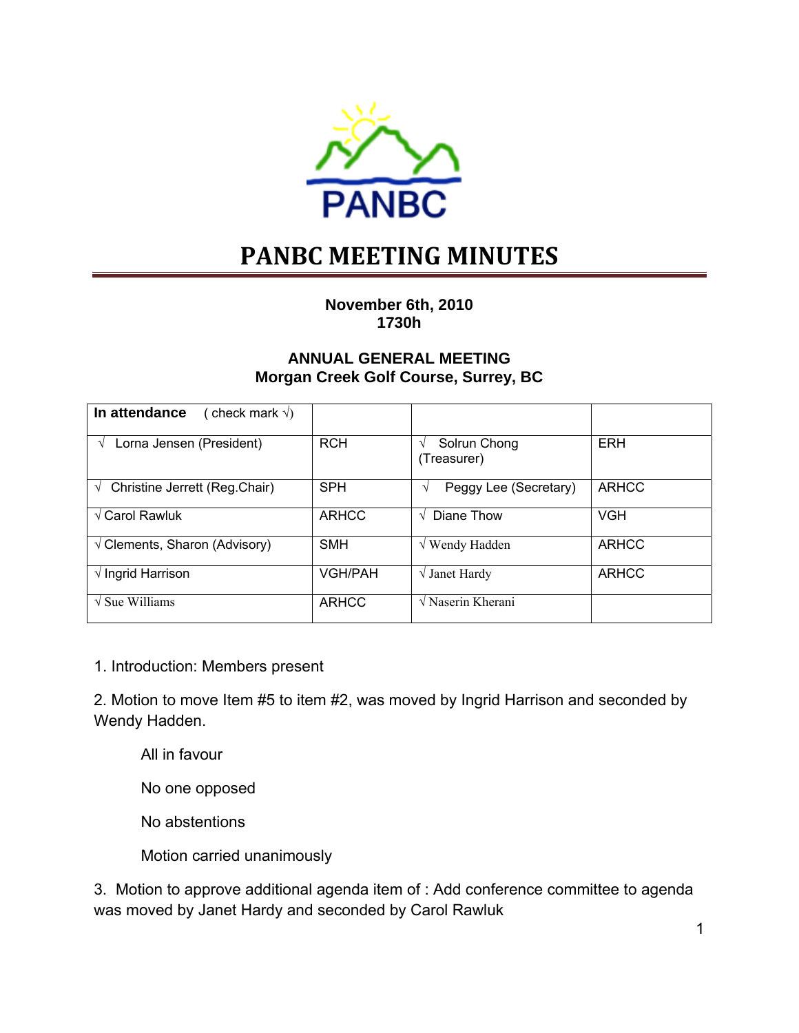PANBC

# PANBC MEETING MINUTES

**November 6th, 2010**
**1730h**

**ANNUAL GENERAL MEETING**
**Morgan Creek Golf Course, Surrey, BC**

| **In attendance** ( check mark √) | | | |
|---|---|---|---|
| √ Lorna Jensen (President) | RCH | √ Solrun Chong (Treasurer) | ERH |
| √ Christine Jerrett (Reg.Chair) | SPH | √ Peggy Lee (Secretary) | ARHCC |
| √ Carol Rawluk | ARHCC | √ Diane Thow | VGH |
| √ Clements, Sharon (Advisory) | SMH | √ Wendy Hadden | ARHCC |
| √ Ingrid Harrison | VGH/PAH | √ Janet Hardy | ARHCC |
| √ Sue Williams | ARHCC | √ Naserin Kherani | |

1. Introduction: Members present

2. Motion to move Item #5 to item #2, was moved by Ingrid Harrison and seconded by Wendy Hadden.

   All in favour

   No one opposed

   No abstentions

   Motion carried unanimously

3. Motion to approve additional agenda item of : Add conference committee to agenda was moved by Janet Hardy and seconded by Carol Rawluk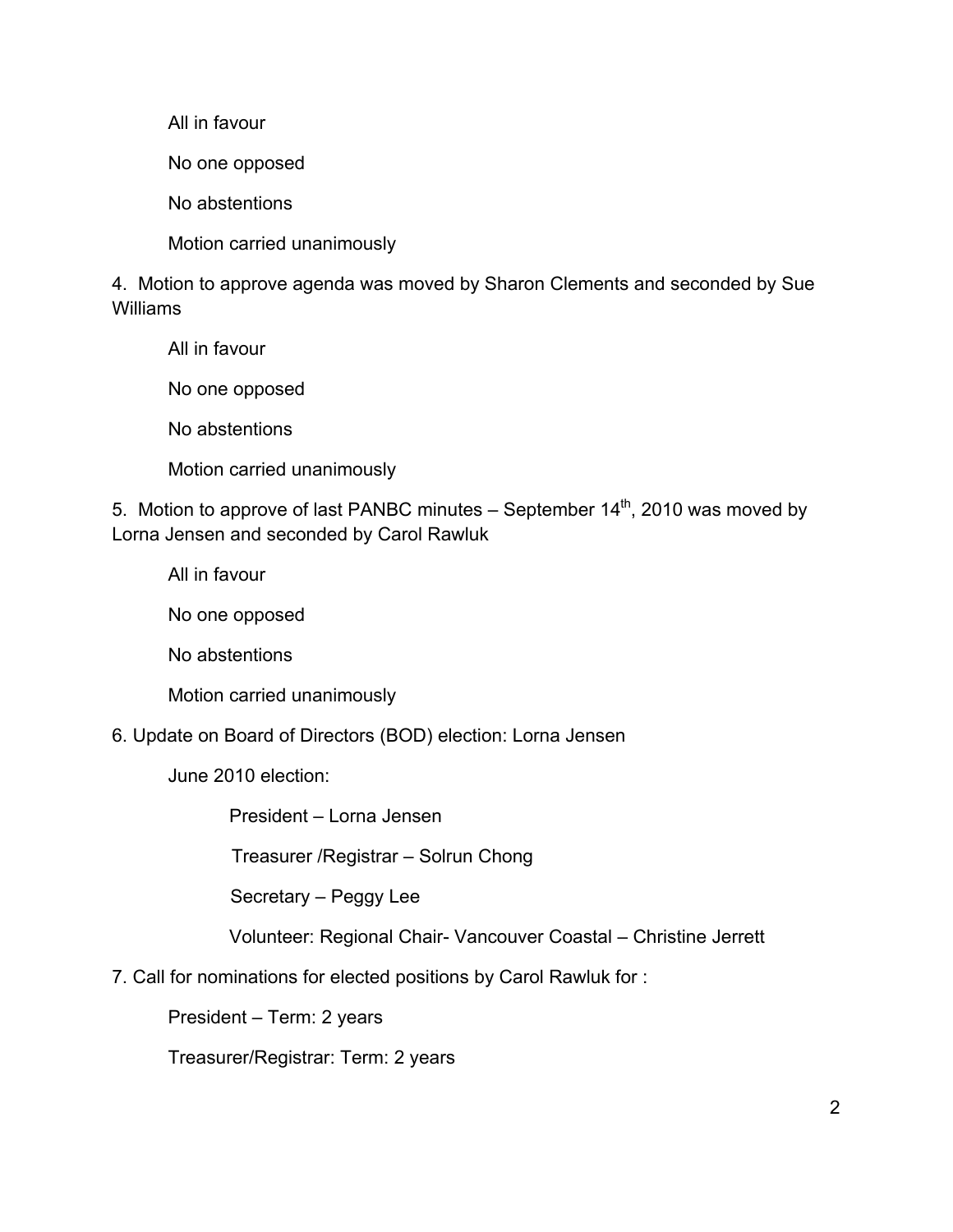All in favour

No one opposed

No abstentions

Motion carried unanimously

4. Motion to approve agenda was moved by Sharon Clements and seconded by Sue Williams

All in favour

No one opposed

No abstentions

Motion carried unanimously

5. Motion to approve of last PANBC minutes – September 14th, 2010 was moved by Lorna Jensen and seconded by Carol Rawluk

All in favour

No one opposed

No abstentions

Motion carried unanimously

6. Update on Board of Directors (BOD) election: Lorna Jensen

June 2010 election:

President – Lorna Jensen

Treasurer /Registrar – Solrun Chong

Secretary – Peggy Lee

Volunteer: Regional Chair- Vancouver Coastal – Christine Jerrett

7. Call for nominations for elected positions by Carol Rawluk for :

President – Term: 2 years

Treasurer/Registrar: Term: 2 years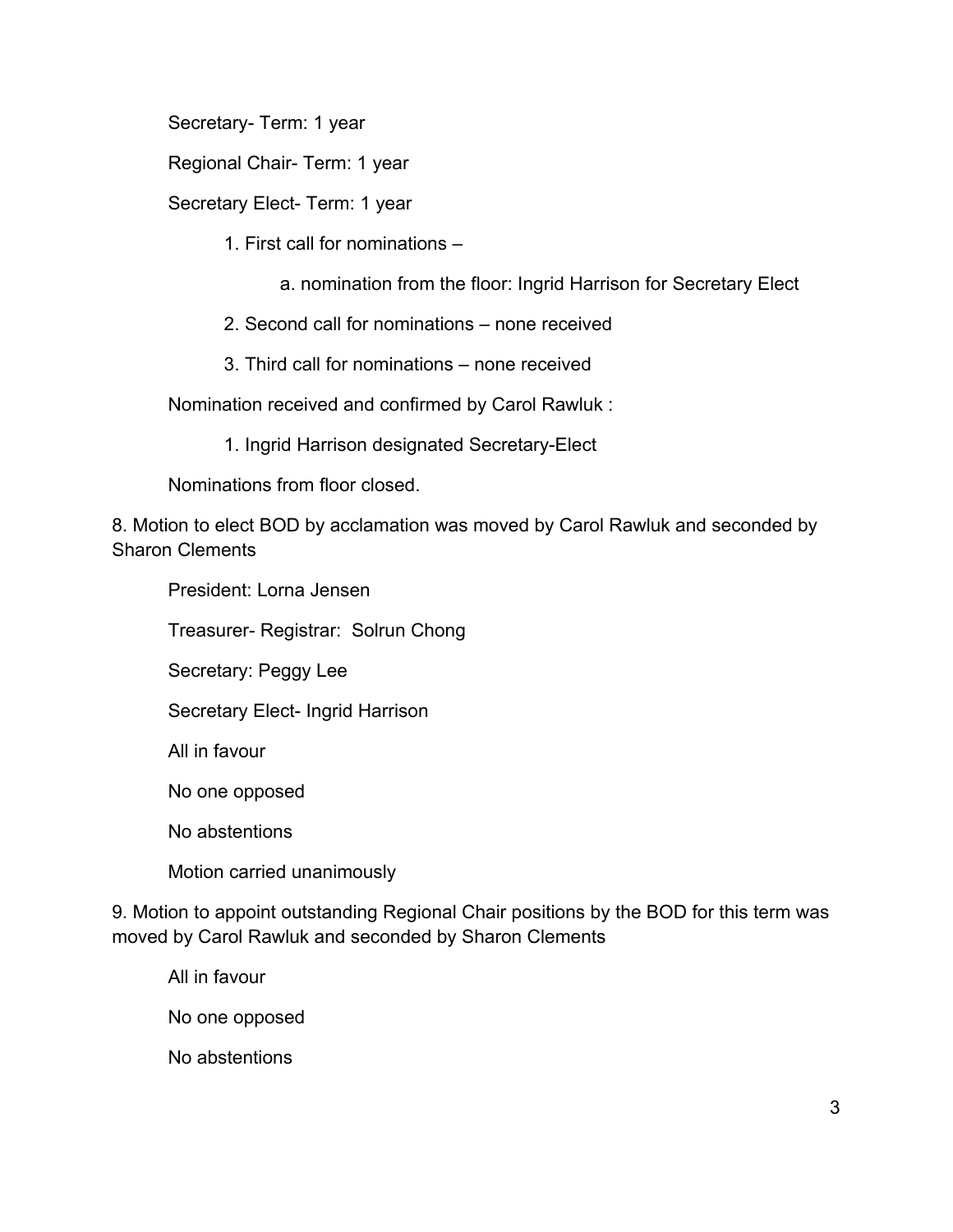Secretary- Term: 1 year

Regional Chair- Term: 1 year

Secretary Elect- Term: 1 year

1. First call for nominations –
    a. nomination from the floor: Ingrid Harrison for Secretary Elect
2. Second call for nominations – none received
3. Third call for nominations – none received

Nomination received and confirmed by Carol Rawluk :

1. Ingrid Harrison designated Secretary-Elect

Nominations from floor closed.

8. Motion to elect BOD by acclamation was moved by Carol Rawluk and seconded by Sharon Clements

President: Lorna Jensen

Treasurer- Registrar: Solrun Chong

Secretary: Peggy Lee

Secretary Elect- Ingrid Harrison

All in favour

No one opposed

No abstentions

Motion carried unanimously

9. Motion to appoint outstanding Regional Chair positions by the BOD for this term was moved by Carol Rawluk and seconded by Sharon Clements

All in favour

No one opposed

No abstentions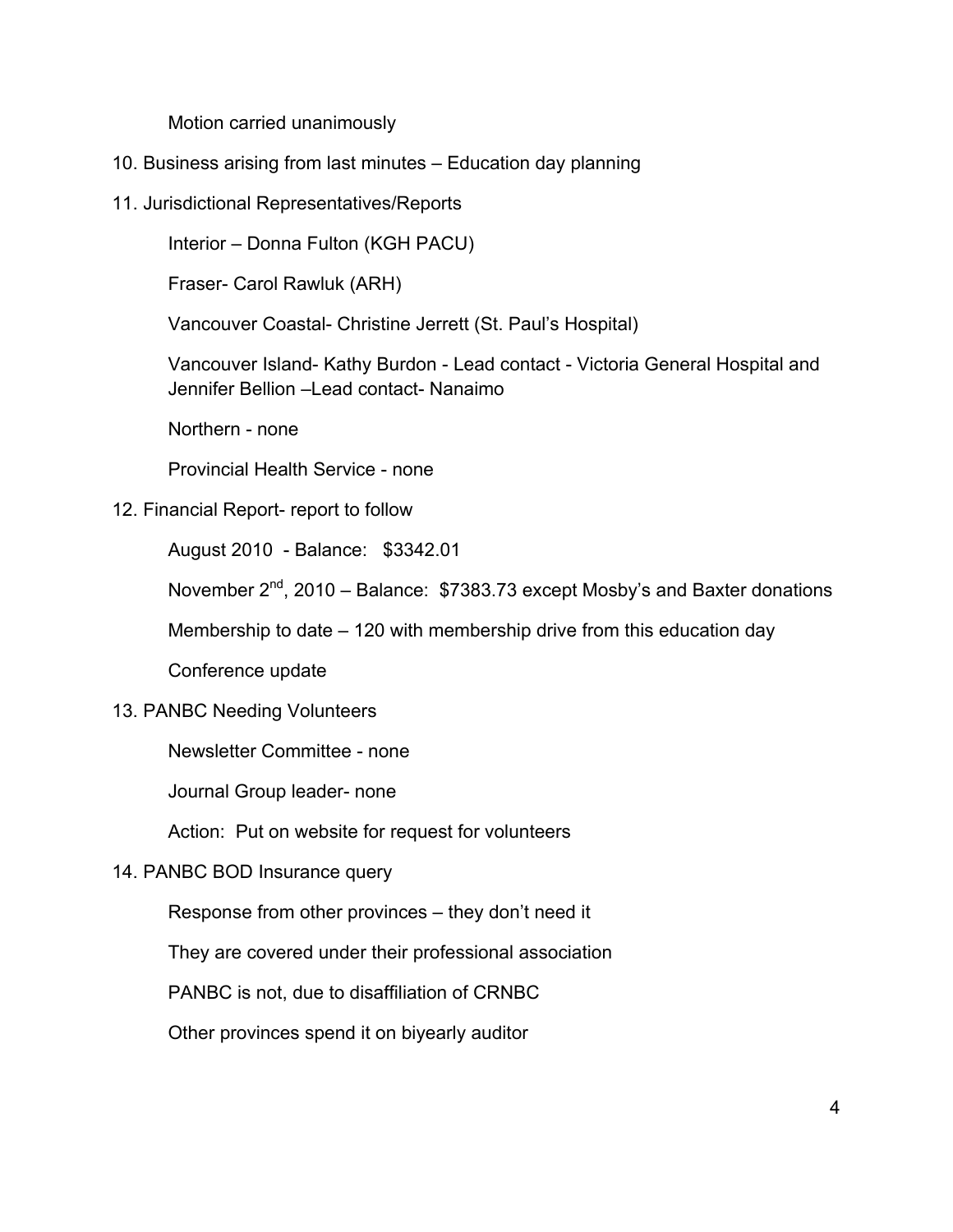Motion carried unanimously

10. Business arising from last minutes – Education day planning

11. Jurisdictional Representatives/Reports

    Interior – Donna Fulton (KGH PACU)

    Fraser- Carol Rawluk (ARH)

    Vancouver Coastal- Christine Jerrett (St. Paul's Hospital)

    Vancouver Island- Kathy Burdon - Lead contact - Victoria General Hospital and Jennifer Bellion –Lead contact- Nanaimo

    Northern - none

    Provincial Health Service - none

12. Financial Report- report to follow

    August 2010 - Balance: $3342.01

    November 2nd, 2010 – Balance: $7383.73 except Mosby's and Baxter donations

    Membership to date – 120 with membership drive from this education day

    Conference update

13. PANBC Needing Volunteers

    Newsletter Committee - none

    Journal Group leader- none

    Action: Put on website for request for volunteers

14. PANBC BOD Insurance query

    Response from other provinces – they don't need it

    They are covered under their professional association

    PANBC is not, due to disaffiliation of CRNBC

    Other provinces spend it on biyearly auditor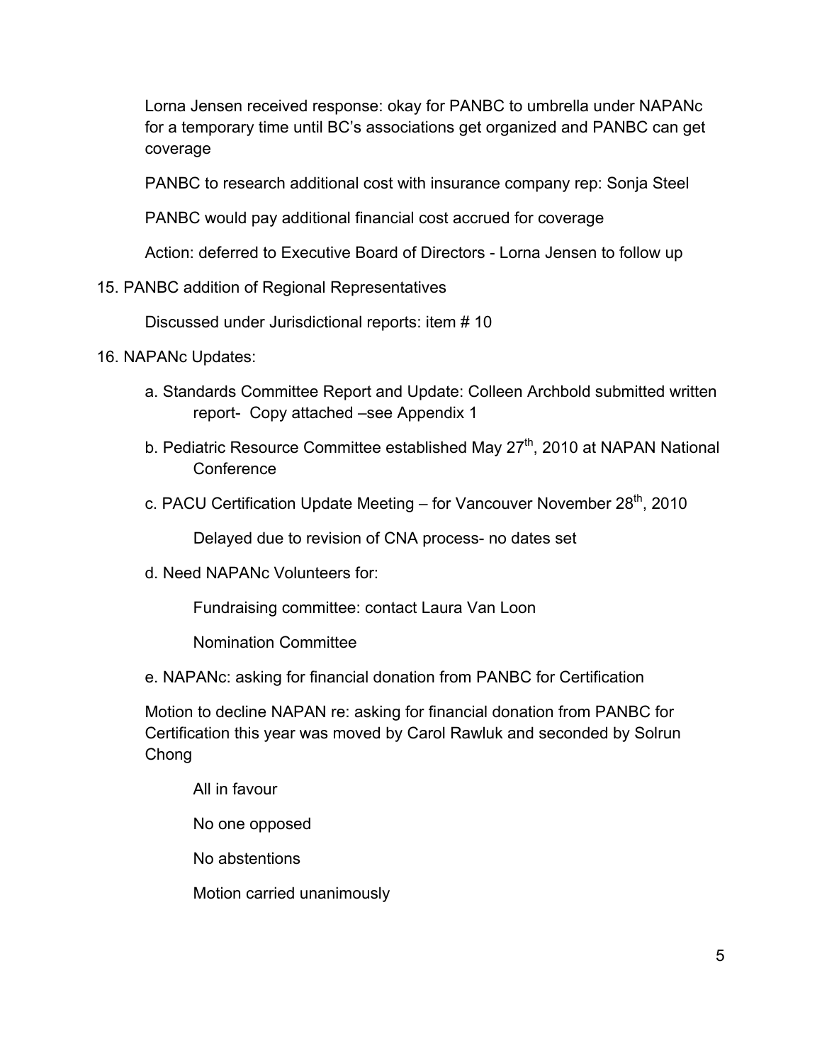Lorna Jensen received response: okay for PANBC to umbrella under NAPANc for a temporary time until BC's associations get organized and PANBC can get coverage

PANBC to research additional cost with insurance company rep: Sonja Steel

PANBC would pay additional financial cost accrued for coverage

Action: deferred to Executive Board of Directors - Lorna Jensen to follow up

15. PANBC addition of Regional Representatives

    Discussed under Jurisdictional reports: item # 10

16. NAPANc Updates:

    a. Standards Committee Report and Update: Colleen Archbold submitted written report- Copy attached –see Appendix 1

    b. Pediatric Resource Committee established May 27th, 2010 at NAPAN National Conference

    c. PACU Certification Update Meeting – for Vancouver November 28th, 2010

        Delayed due to revision of CNA process- no dates set

    d. Need NAPANc Volunteers for:

        Fundraising committee: contact Laura Van Loon

        Nomination Committee

    e. NAPANc: asking for financial donation from PANBC for Certification

    Motion to decline NAPAN re: asking for financial donation from PANBC for Certification this year was moved by Carol Rawluk and seconded by Solrun Chong

        All in favour

        No one opposed

        No abstentions

        Motion carried unanimously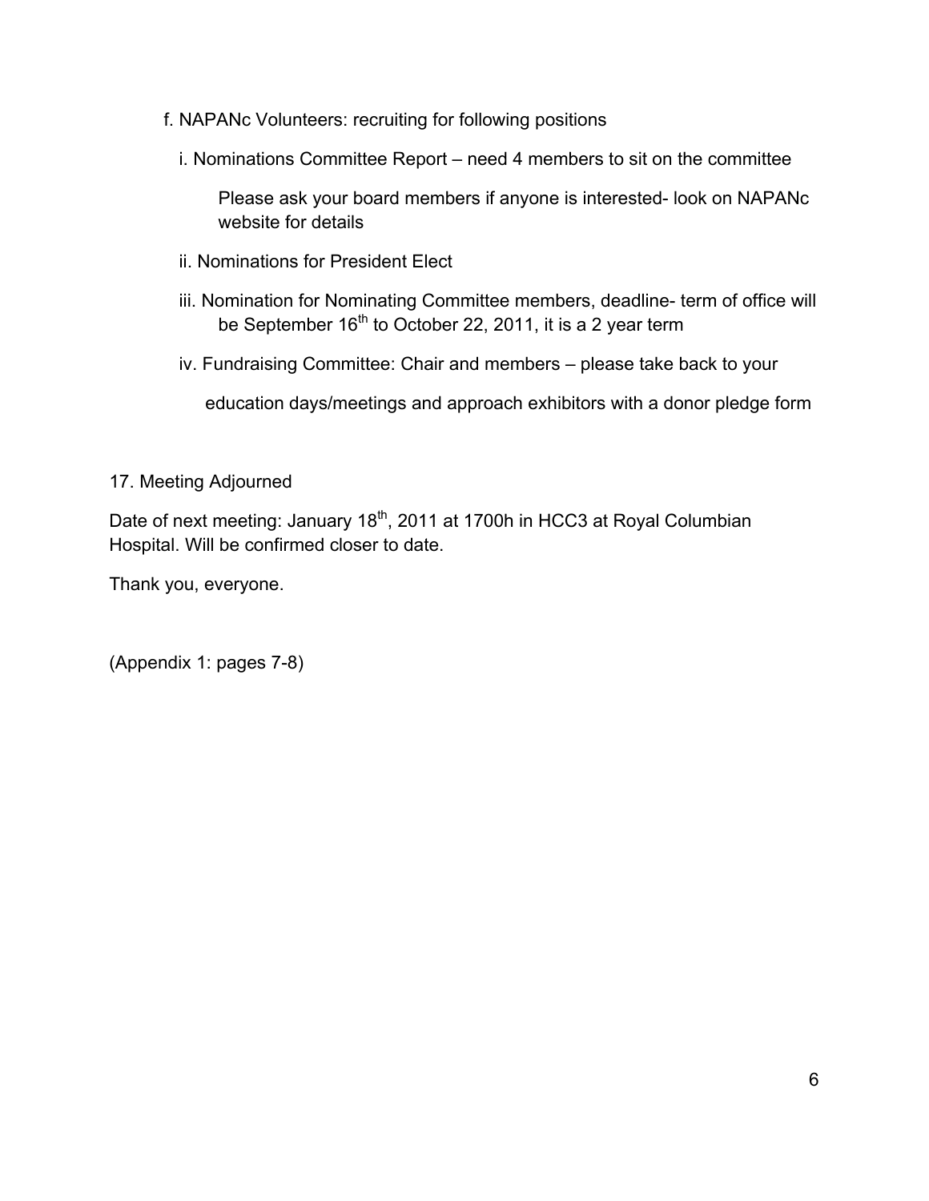f. NAPANc Volunteers: recruiting for following positions

   i. Nominations Committee Report – need 4 members to sit on the committee

      Please ask your board members if anyone is interested- look on NAPANc website for details

   ii. Nominations for President Elect

   iii. Nomination for Nominating Committee members, deadline- term of office will be September 16th to October 22, 2011, it is a 2 year term

   iv. Fundraising Committee: Chair and members – please take back to your education days/meetings and approach exhibitors with a donor pledge form

17. Meeting Adjourned

Date of next meeting: January 18th, 2011 at 1700h in HCC3 at Royal Columbian Hospital. Will be confirmed closer to date.

Thank you, everyone.

(Appendix 1: pages 7-8)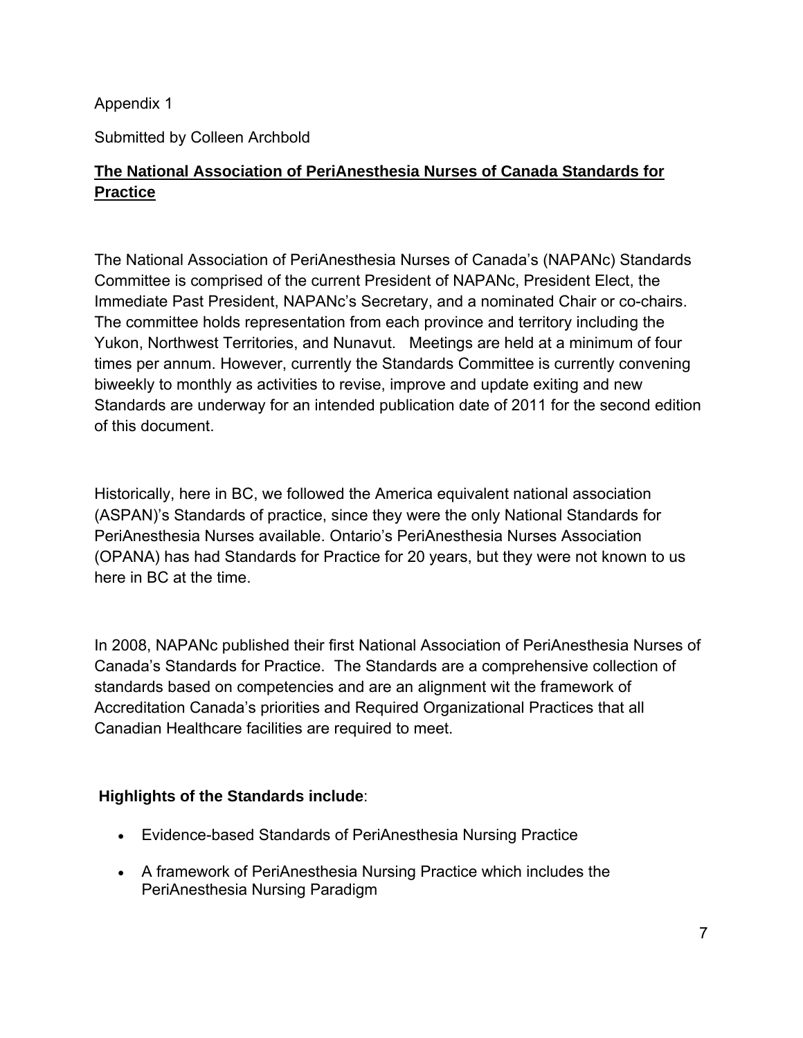Appendix 1

Submitted by Colleen Archbold

## **The National Association of PeriAnesthesia Nurses of Canada Standards for Practice**

The National Association of PeriAnesthesia Nurses of Canada's (NAPANc) Standards Committee is comprised of the current President of NAPANc, President Elect, the Immediate Past President, NAPANc's Secretary, and a nominated Chair or co-chairs. The committee holds representation from each province and territory including the Yukon, Northwest Territories, and Nunavut. Meetings are held at a minimum of four times per annum. However, currently the Standards Committee is currently convening biweekly to monthly as activities to revise, improve and update exiting and new Standards are underway for an intended publication date of 2011 for the second edition of this document.

Historically, here in BC, we followed the America equivalent national association (ASPAN)'s Standards of practice, since they were the only National Standards for PeriAnesthesia Nurses available. Ontario's PeriAnesthesia Nurses Association (OPANA) has had Standards for Practice for 20 years, but they were not known to us here in BC at the time.

In 2008, NAPANc published their first National Association of PeriAnesthesia Nurses of Canada's Standards for Practice. The Standards are a comprehensive collection of standards based on competencies and are an alignment wit the framework of Accreditation Canada's priorities and Required Organizational Practices that all Canadian Healthcare facilities are required to meet.

**Highlights of the Standards include**:

- Evidence-based Standards of PeriAnesthesia Nursing Practice
- A framework of PeriAnesthesia Nursing Practice which includes the PeriAnesthesia Nursing Paradigm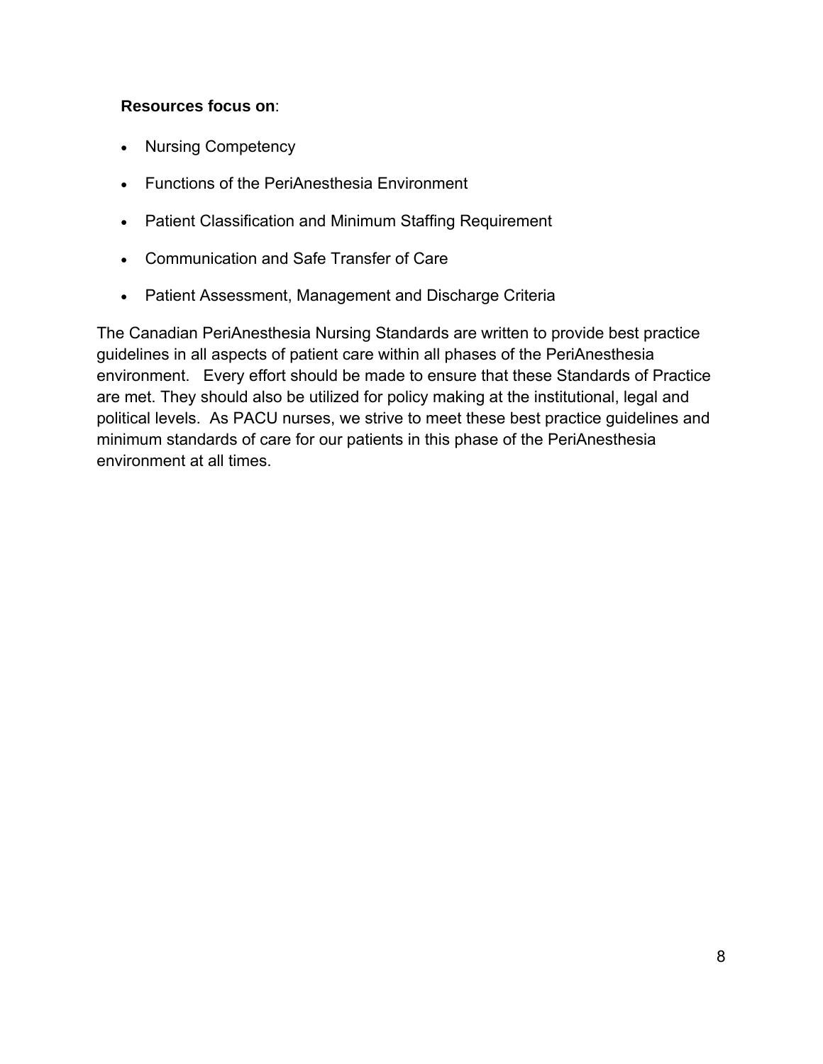**Resources focus on**:

- Nursing Competency
- Functions of the PeriAnesthesia Environment
- Patient Classification and Minimum Staffing Requirement
- Communication and Safe Transfer of Care
- Patient Assessment, Management and Discharge Criteria

The Canadian PeriAnesthesia Nursing Standards are written to provide best practice guidelines in all aspects of patient care within all phases of the PeriAnesthesia environment. Every effort should be made to ensure that these Standards of Practice are met. They should also be utilized for policy making at the institutional, legal and political levels. As PACU nurses, we strive to meet these best practice guidelines and minimum standards of care for our patients in this phase of the PeriAnesthesia environment at all times.